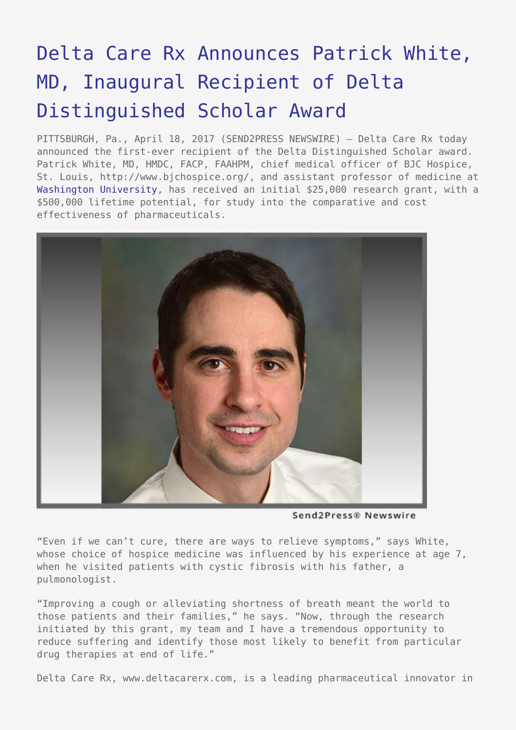# Delta Care Rx Announces Patrick White, MD, Inaugural Recipient of Delta Distinguished Scholar Award

PITTSBURGH, Pa., April 18, 2017 (SEND2PRESS NEWSWIRE) — Delta Care Rx today announced the first-ever recipient of the Delta Distinguished Scholar award. Patrick White, MD, HMDC, FACP, FAAHPM, chief medical officer of BJC Hospice, St. Louis, http://www.bjchospice.org/, and assistant professor of medicine at Washington University, has received an initial $25,000 research grant, with a $500,000 lifetime potential, for study into the comparative and cost effectiveness of pharmaceuticals.

Send2Press® Newswire

"Even if we can't cure, there are ways to relieve symptoms," says White, whose choice of hospice medicine was influenced by his experience at age 7, when he visited patients with cystic fibrosis with his father, a pulmonologist.

"Improving a cough or alleviating shortness of breath meant the world to those patients and their families," he says. "Now, through the research initiated by this grant, my team and I have a tremendous opportunity to reduce suffering and identify those most likely to benefit from particular drug therapies at end of life."

Delta Care Rx, www.deltacarerx.com, is a leading pharmaceutical innovator in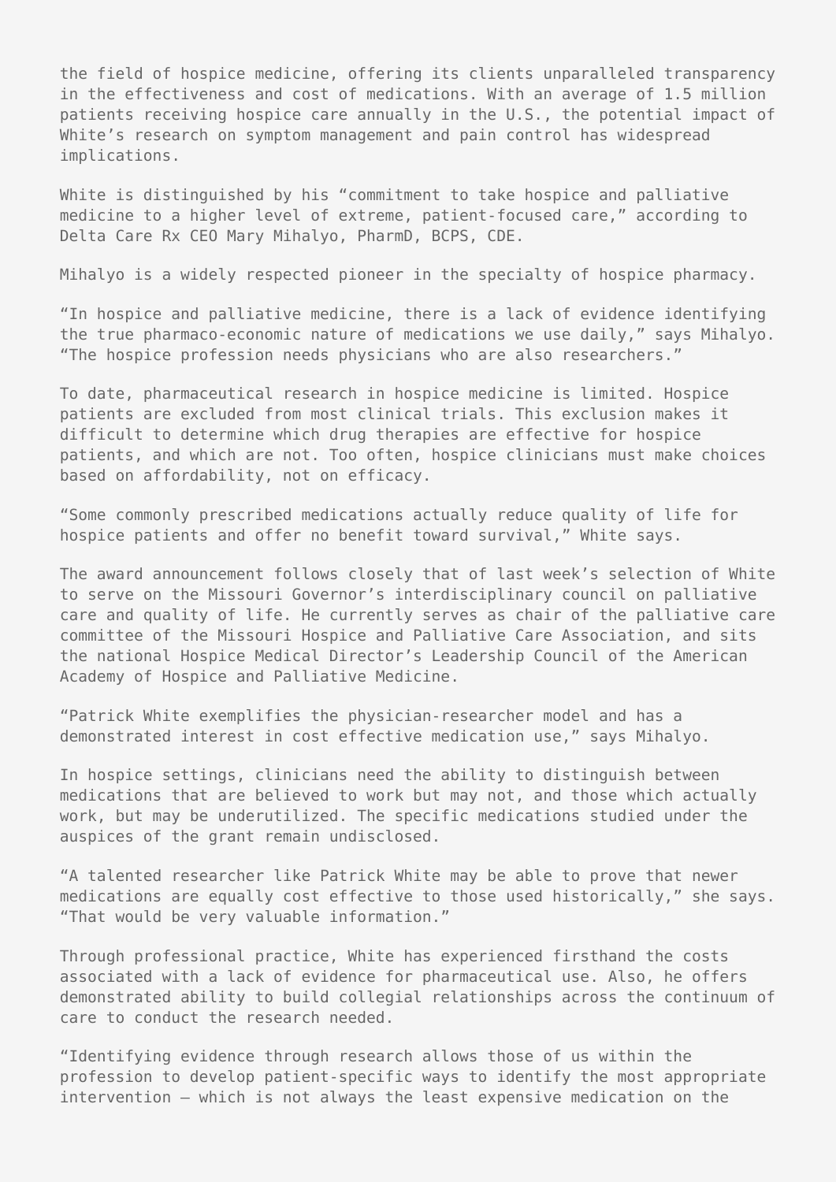the field of hospice medicine, offering its clients unparalleled transparency in the effectiveness and cost of medications. With an average of 1.5 million patients receiving hospice care annually in the U.S., the potential impact of White's research on symptom management and pain control has widespread implications.

White is distinguished by his "commitment to take hospice and palliative medicine to a higher level of extreme, patient-focused care," according to Delta Care Rx CEO Mary Mihalyo, PharmD, BCPS, CDE.

Mihalyo is a widely respected pioneer in the specialty of hospice pharmacy.

"In hospice and palliative medicine, there is a lack of evidence identifying the true pharmaco-economic nature of medications we use daily," says Mihalyo. "The hospice profession needs physicians who are also researchers."

To date, pharmaceutical research in hospice medicine is limited. Hospice patients are excluded from most clinical trials. This exclusion makes it difficult to determine which drug therapies are effective for hospice patients, and which are not. Too often, hospice clinicians must make choices based on affordability, not on efficacy.

"Some commonly prescribed medications actually reduce quality of life for hospice patients and offer no benefit toward survival," White says.

The award announcement follows closely that of last week's selection of White to serve on the Missouri Governor's interdisciplinary council on palliative care and quality of life. He currently serves as chair of the palliative care committee of the Missouri Hospice and Palliative Care Association, and sits the national Hospice Medical Director's Leadership Council of the American Academy of Hospice and Palliative Medicine.

"Patrick White exemplifies the physician-researcher model and has a demonstrated interest in cost effective medication use," says Mihalyo.

In hospice settings, clinicians need the ability to distinguish between medications that are believed to work but may not, and those which actually work, but may be underutilized. The specific medications studied under the auspices of the grant remain undisclosed.

"A talented researcher like Patrick White may be able to prove that newer medications are equally cost effective to those used historically," she says. "That would be very valuable information."

Through professional practice, White has experienced firsthand the costs associated with a lack of evidence for pharmaceutical use. Also, he offers demonstrated ability to build collegial relationships across the continuum of care to conduct the research needed.

"Identifying evidence through research allows those of us within the profession to develop patient-specific ways to identify the most appropriate intervention — which is not always the least expensive medication on the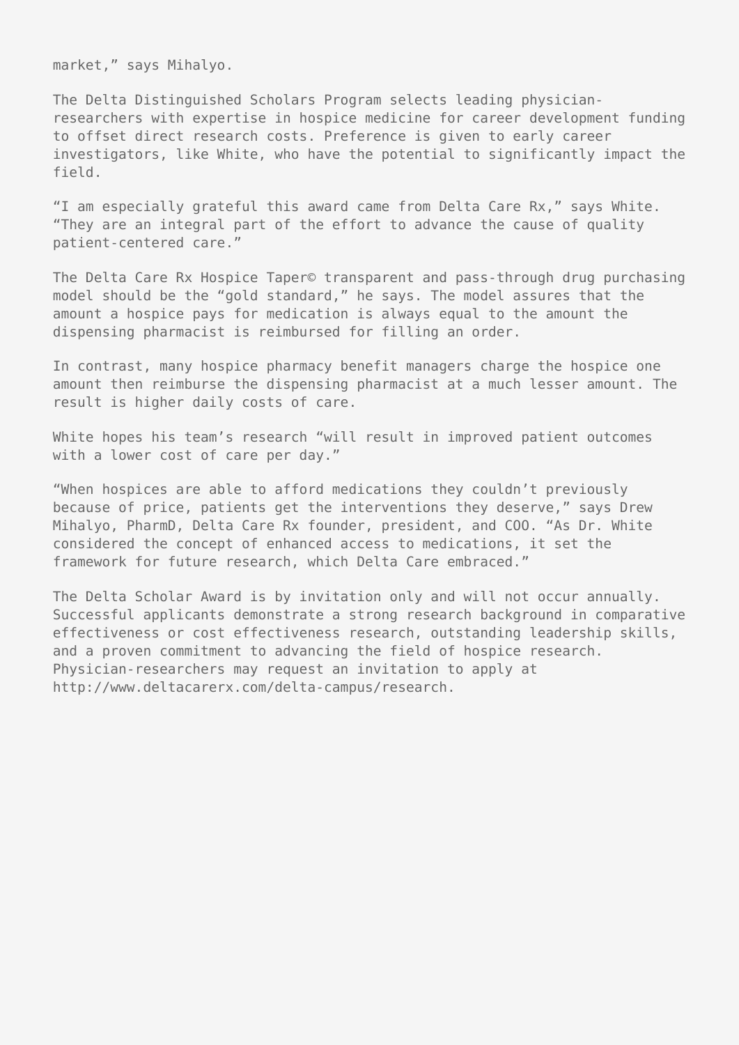market," says Mihalyo.

The Delta Distinguished Scholars Program selects leading physician-researchers with expertise in hospice medicine for career development funding to offset direct research costs. Preference is given to early career investigators, like White, who have the potential to significantly impact the field.

"I am especially grateful this award came from Delta Care Rx," says White. "They are an integral part of the effort to advance the cause of quality patient-centered care."

The Delta Care Rx Hospice Taper© transparent and pass-through drug purchasing model should be the "gold standard," he says. The model assures that the amount a hospice pays for medication is always equal to the amount the dispensing pharmacist is reimbursed for filling an order.

In contrast, many hospice pharmacy benefit managers charge the hospice one amount then reimburse the dispensing pharmacist at a much lesser amount. The result is higher daily costs of care.

White hopes his team's research "will result in improved patient outcomes with a lower cost of care per day."

"When hospices are able to afford medications they couldn't previously because of price, patients get the interventions they deserve," says Drew Mihalyo, PharmD, Delta Care Rx founder, president, and COO. "As Dr. White considered the concept of enhanced access to medications, it set the framework for future research, which Delta Care embraced."

The Delta Scholar Award is by invitation only and will not occur annually. Successful applicants demonstrate a strong research background in comparative effectiveness or cost effectiveness research, outstanding leadership skills, and a proven commitment to advancing the field of hospice research. Physician-researchers may request an invitation to apply at http://www.deltacarerx.com/delta-campus/research.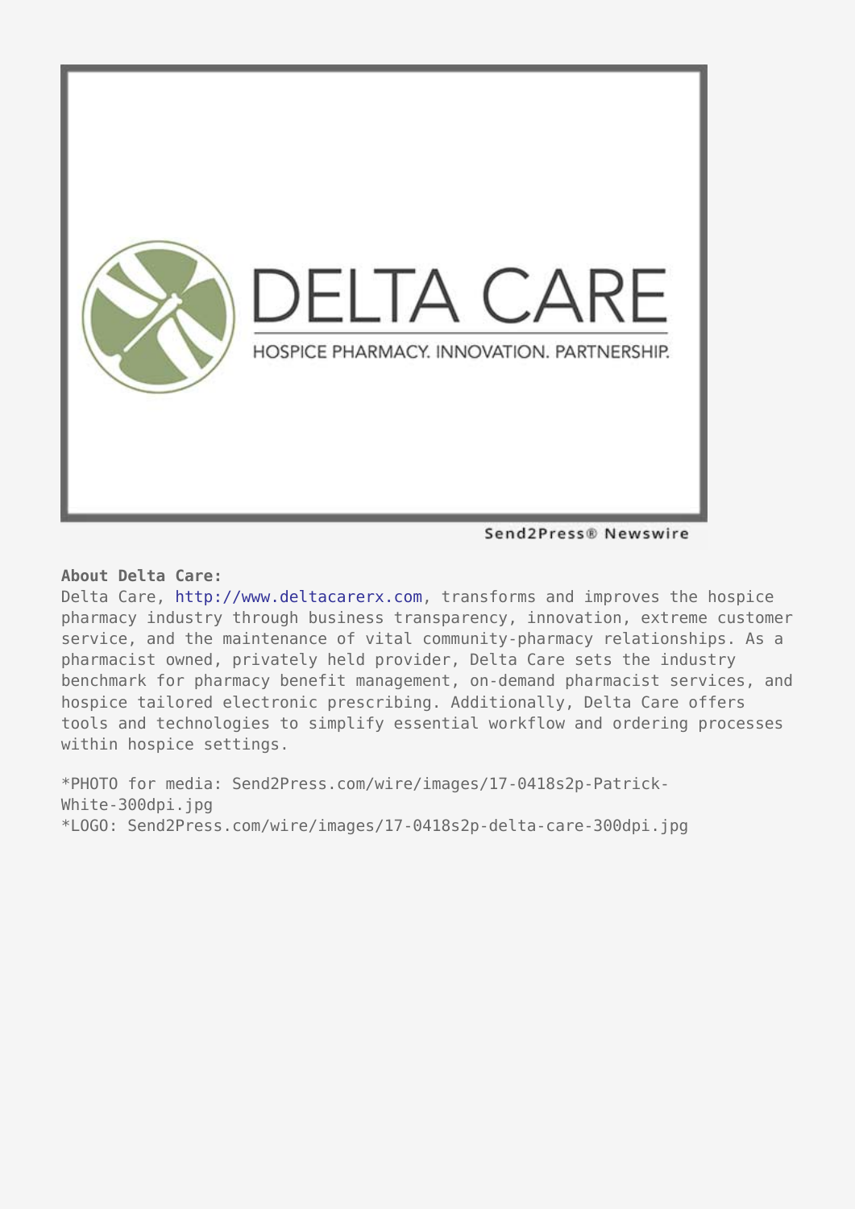**About Delta Care:**
Delta Care, http://www.deltacarerx.com, transforms and improves the hospice pharmacy industry through business transparency, innovation, extreme customer service, and the maintenance of vital community-pharmacy relationships. As a pharmacist owned, privately held provider, Delta Care sets the industry benchmark for pharmacy benefit management, on-demand pharmacist services, and hospice tailored electronic prescribing. Additionally, Delta Care offers tools and technologies to simplify essential workflow and ordering processes within hospice settings.

*PHOTO for media: Send2Press.com/wire/images/17-0418s2p-Patrick-White-300dpi.jpg
*LOGO: Send2Press.com/wire/images/17-0418s2p-delta-care-300dpi.jpg